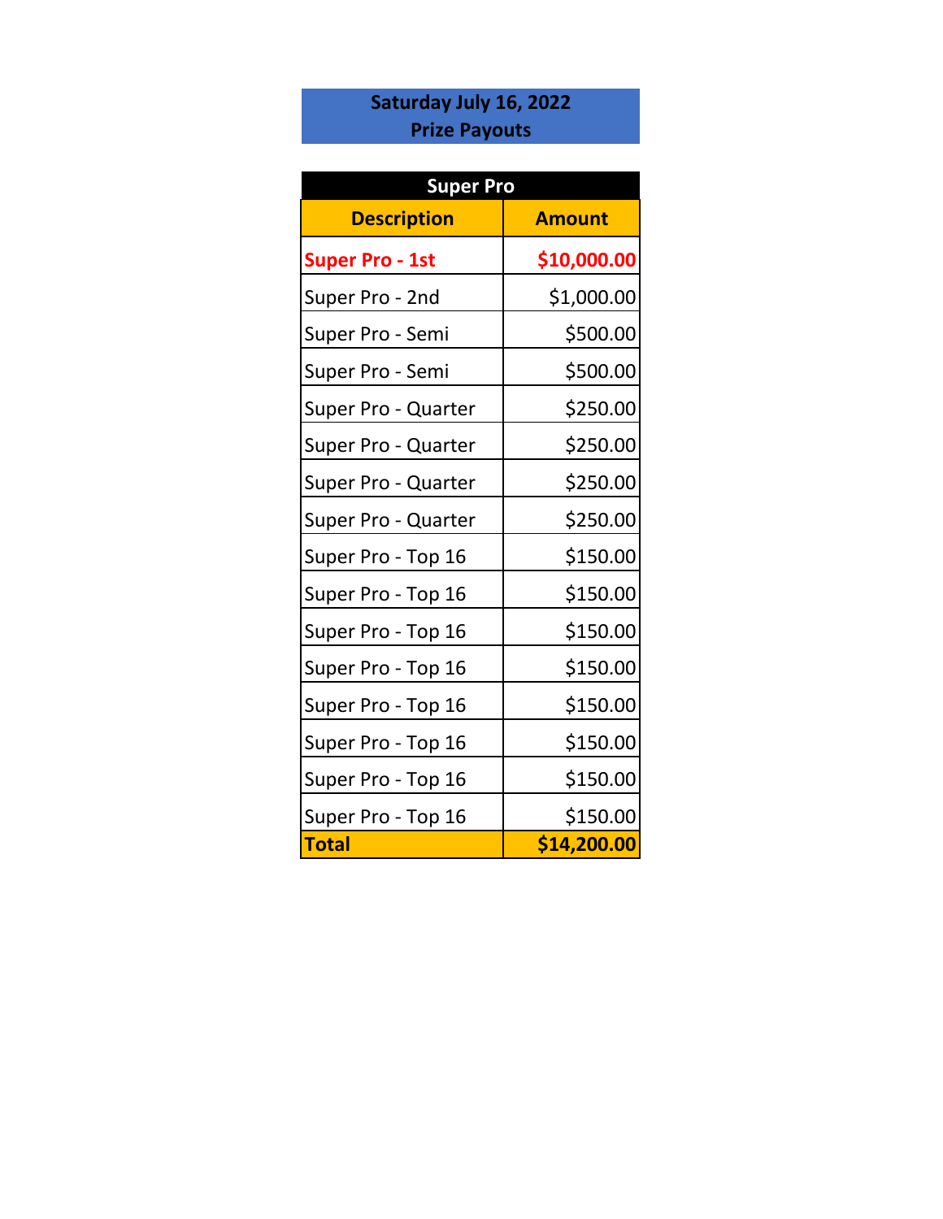**Saturday July 16, 2022**
**Prize Payouts**

| Super Pro | |
|---|---|
| **Description** | **Amount** |
| **Super Pro - 1st** | **$10,000.00** |
| Super Pro - 2nd | $1,000.00 |
| Super Pro - Semi | $500.00 |
| Super Pro - Semi | $500.00 |
| Super Pro - Quarter | $250.00 |
| Super Pro - Quarter | $250.00 |
| Super Pro - Quarter | $250.00 |
| Super Pro - Quarter | $250.00 |
| Super Pro - Top 16 | $150.00 |
| Super Pro - Top 16 | $150.00 |
| Super Pro - Top 16 | $150.00 |
| Super Pro - Top 16 | $150.00 |
| Super Pro - Top 16 | $150.00 |
| Super Pro - Top 16 | $150.00 |
| Super Pro - Top 16 | $150.00 |
| Super Pro - Top 16 | $150.00 |
| **Total** | **$14,200.00** |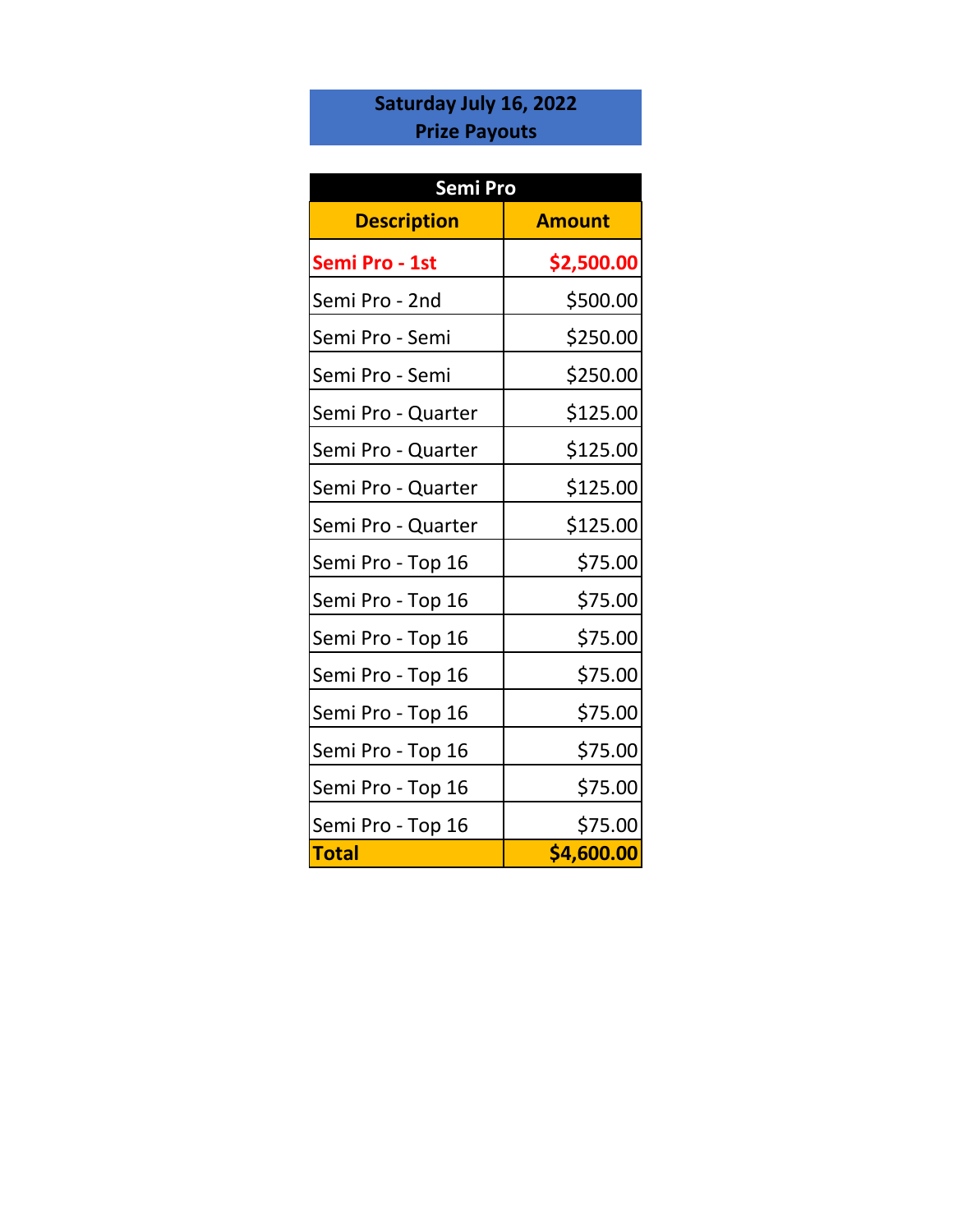**Saturday July 16, 2022**
**Prize Payouts**

| Semi Pro | |
|---|---|
| **Description** | **Amount** |
| **Semi Pro - 1st** | **$2,500.00** |
| Semi Pro - 2nd | $500.00 |
| Semi Pro - Semi | $250.00 |
| Semi Pro - Semi | $250.00 |
| Semi Pro - Quarter | $125.00 |
| Semi Pro - Quarter | $125.00 |
| Semi Pro - Quarter | $125.00 |
| Semi Pro - Quarter | $125.00 |
| Semi Pro - Top 16 | $75.00 |
| Semi Pro - Top 16 | $75.00 |
| Semi Pro - Top 16 | $75.00 |
| Semi Pro - Top 16 | $75.00 |
| Semi Pro - Top 16 | $75.00 |
| Semi Pro - Top 16 | $75.00 |
| Semi Pro - Top 16 | $75.00 |
| Semi Pro - Top 16 | $75.00 |
| **Total** | **$4,600.00** |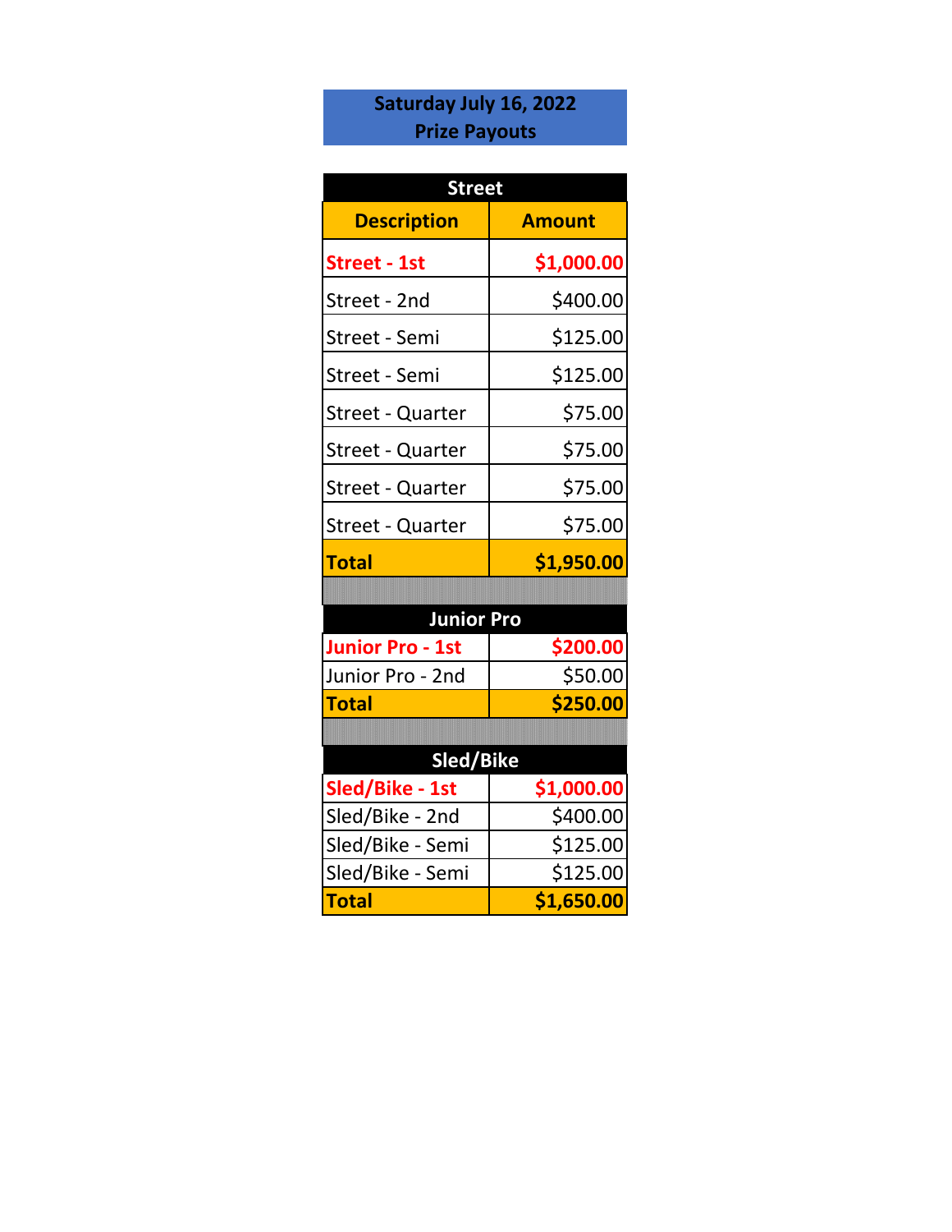# Saturday July 16, 2022
## Prize Payouts

| Street | |
|---|---|
| **Description** | **Amount** |
| **Street - 1st** | **$1,000.00** |
| Street - 2nd | $400.00 |
| Street - Semi | $125.00 |
| Street - Semi | $125.00 |
| Street - Quarter | $75.00 |
| Street - Quarter | $75.00 |
| Street - Quarter | $75.00 |
| Street - Quarter | $75.00 |
| **Total** | **$1,950.00** |

| Junior Pro | |
|---|---|
| **Junior Pro - 1st** | **$200.00** |
| Junior Pro - 2nd | $50.00 |
| **Total** | **$250.00** |

| Sled/Bike | |
|---|---|
| **Sled/Bike - 1st** | **$1,000.00** |
| Sled/Bike - 2nd | $400.00 |
| Sled/Bike - Semi | $125.00 |
| Sled/Bike - Semi | $125.00 |
| **Total** | **$1,650.00** |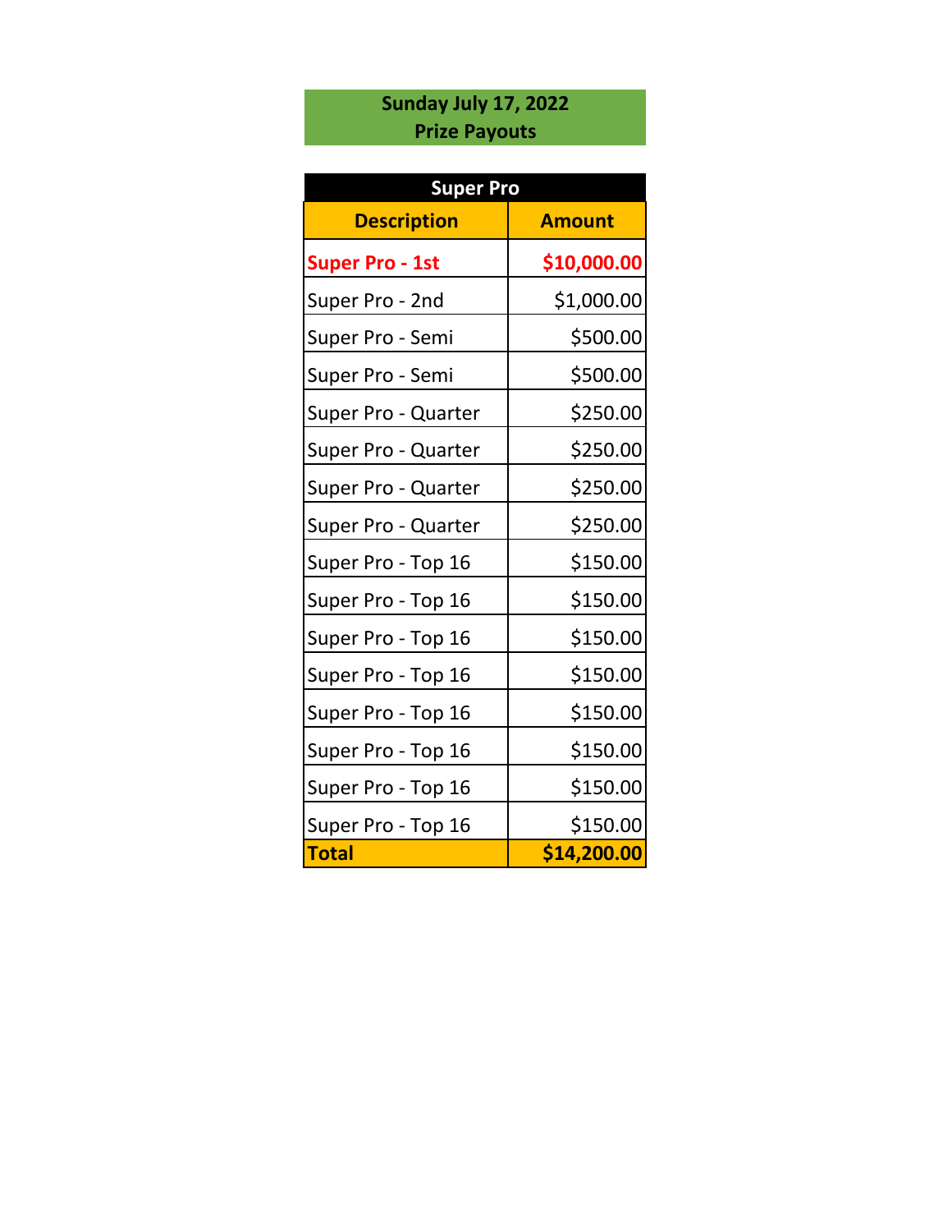**Sunday July 17, 2022**
**Prize Payouts**

| Super Pro | |
|---|---|
| **Description** | **Amount** |
| **Super Pro - 1st** | **$10,000.00** |
| Super Pro - 2nd | $1,000.00 |
| Super Pro - Semi | $500.00 |
| Super Pro - Semi | $500.00 |
| Super Pro - Quarter | $250.00 |
| Super Pro - Quarter | $250.00 |
| Super Pro - Quarter | $250.00 |
| Super Pro - Quarter | $250.00 |
| Super Pro - Top 16 | $150.00 |
| Super Pro - Top 16 | $150.00 |
| Super Pro - Top 16 | $150.00 |
| Super Pro - Top 16 | $150.00 |
| Super Pro - Top 16 | $150.00 |
| Super Pro - Top 16 | $150.00 |
| Super Pro - Top 16 | $150.00 |
| Super Pro - Top 16 | $150.00 |
| **Total** | **$14,200.00** |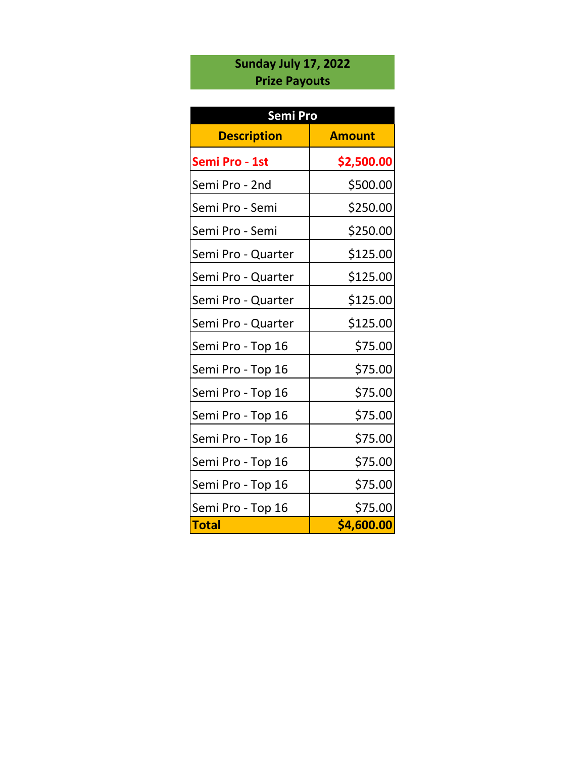**Sunday July 17, 2022**
**Prize Payouts**

| Semi Pro | |
|---|---|
| **Description** | **Amount** |
| **Semi Pro - 1st** | **$2,500.00** |
| Semi Pro - 2nd | $500.00 |
| Semi Pro - Semi | $250.00 |
| Semi Pro - Semi | $250.00 |
| Semi Pro - Quarter | $125.00 |
| Semi Pro - Quarter | $125.00 |
| Semi Pro - Quarter | $125.00 |
| Semi Pro - Quarter | $125.00 |
| Semi Pro - Top 16 | $75.00 |
| Semi Pro - Top 16 | $75.00 |
| Semi Pro - Top 16 | $75.00 |
| Semi Pro - Top 16 | $75.00 |
| Semi Pro - Top 16 | $75.00 |
| Semi Pro - Top 16 | $75.00 |
| Semi Pro - Top 16 | $75.00 |
| Semi Pro - Top 16 | $75.00 |
| **Total** | **$4,600.00** |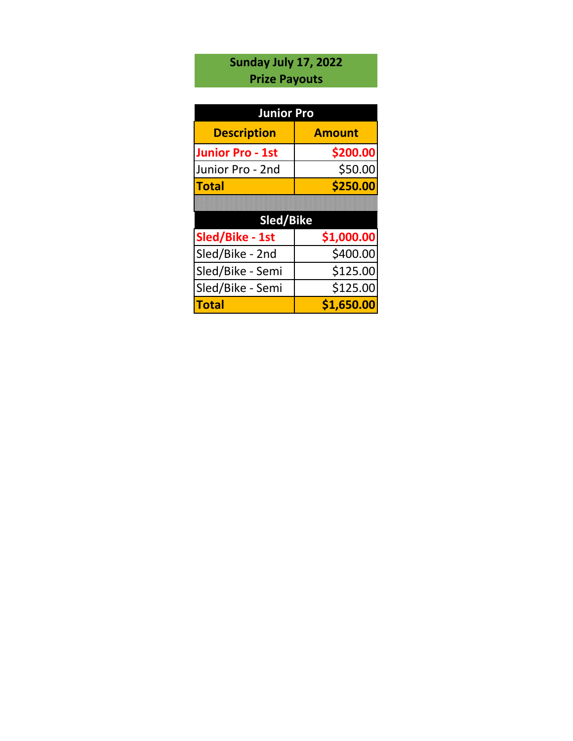**Sunday July 17, 2022**
**Prize Payouts**

| Junior Pro | |
|---|---|
| **Description** | **Amount** |
| **Junior Pro - 1st** | **$200.00** |
| Junior Pro - 2nd | $50.00 |
| **Total** | **$250.00** |

| Sled/Bike | |
|---|---|
| **Sled/Bike - 1st** | **$1,000.00** |
| Sled/Bike - 2nd | $400.00 |
| Sled/Bike - Semi | $125.00 |
| Sled/Bike - Semi | $125.00 |
| **Total** | **$1,650.00** |